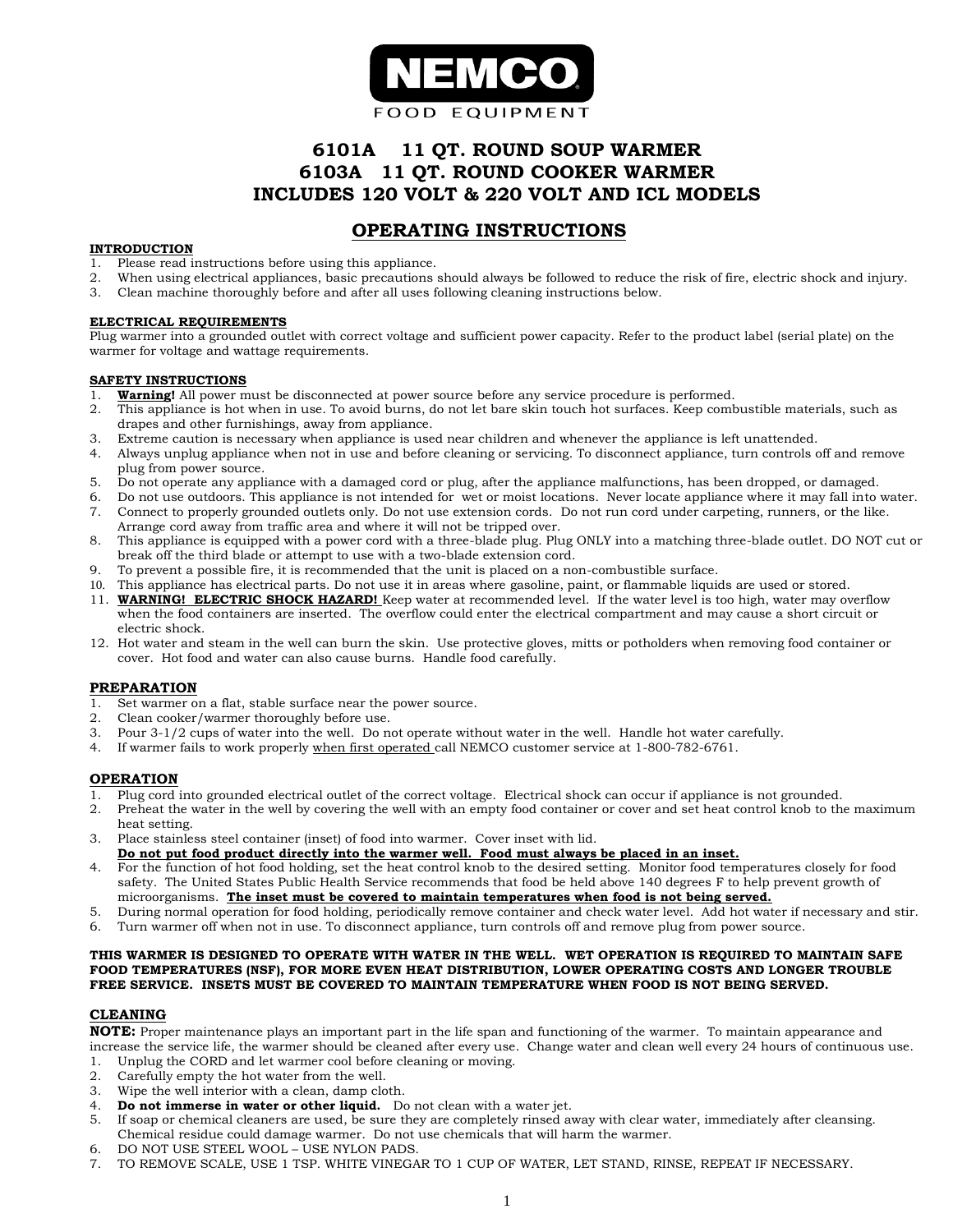# NEMCO FOOD EQUIPMENT

## 6101A 11 QT. ROUND SOUP WARMER
## 6103A 11 QT. ROUND COOKER WARMER
## INCLUDES 120 VOLT & 220 VOLT AND ICL MODELS

## OPERATING INSTRUCTIONS

### INTRODUCTION

1. Please read instructions before using this appliance.
2. When using electrical appliances, basic precautions should always be followed to reduce the risk of fire, electric shock and injury.
3. Clean machine thoroughly before and after all uses following cleaning instructions below.

### ELECTRICAL REQUIREMENTS

Plug warmer into a grounded outlet with correct voltage and sufficient power capacity. Refer to the product label (serial plate) on the warmer for voltage and wattage requirements.

### SAFETY INSTRUCTIONS

1. **Warning!** All power must be disconnected at power source before any service procedure is performed.
2. This appliance is hot when in use. To avoid burns, do not let bare skin touch hot surfaces. Keep combustible materials, such as drapes and other furnishings, away from appliance.
3. Extreme caution is necessary when appliance is used near children and whenever the appliance is left unattended.
4. Always unplug appliance when not in use and before cleaning or servicing. To disconnect appliance, turn controls off and remove plug from power source.
5. Do not operate any appliance with a damaged cord or plug, after the appliance malfunctions, has been dropped, or damaged.
6. Do not use outdoors. This appliance is not intended for wet or moist locations. Never locate appliance where it may fall into water.
7. Connect to properly grounded outlets only. Do not use extension cords. Do not run cord under carpeting, runners, or the like. Arrange cord away from traffic area and where it will not be tripped over.
8. This appliance is equipped with a power cord with a three-blade plug. Plug ONLY into a matching three-blade outlet. DO NOT cut or break off the third blade or attempt to use with a two-blade extension cord.
9. To prevent a possible fire, it is recommended that the unit is placed on a non-combustible surface.
10. This appliance has electrical parts. Do not use it in areas where gasoline, paint, or flammable liquids are used or stored.
11. **WARNING! ELECTRIC SHOCK HAZARD!** Keep water at recommended level. If the water level is too high, water may overflow when the food containers are inserted. The overflow could enter the electrical compartment and may cause a short circuit or electric shock.
12. Hot water and steam in the well can burn the skin. Use protective gloves, mitts or potholders when removing food container or cover. Hot food and water can also cause burns. Handle food carefully.

### PREPARATION

1. Set warmer on a flat, stable surface near the power source.
2. Clean cooker/warmer thoroughly before use.
3. Pour 3-1/2 cups of water into the well. Do not operate without water in the well. Handle hot water carefully.
4. If warmer fails to work properly when first operated call NEMCO customer service at 1-800-782-6761.

### OPERATION

1. Plug cord into grounded electrical outlet of the correct voltage. Electrical shock can occur if appliance is not grounded.
2. Preheat the water in the well by covering the well with an empty food container or cover and set heat control knob to the maximum heat setting.
3. Place stainless steel container (inset) of food into warmer. Cover inset with lid.
   **Do not put food product directly into the warmer well. Food must always be placed in an inset.**
4. For the function of hot food holding, set the heat control knob to the desired setting. Monitor food temperatures closely for food safety. The United States Public Health Service recommends that food be held above 140 degrees F to help prevent growth of microorganisms. **The inset must be covered to maintain temperatures when food is not being served.**
5. During normal operation for food holding, periodically remove container and check water level. Add hot water if necessary and stir.
6. Turn warmer off when not in use. To disconnect appliance, turn controls off and remove plug from power source.

**THIS WARMER IS DESIGNED TO OPERATE WITH WATER IN THE WELL. WET OPERATION IS REQUIRED TO MAINTAIN SAFE FOOD TEMPERATURES (NSF), FOR MORE EVEN HEAT DISTRIBUTION, LOWER OPERATING COSTS AND LONGER TROUBLE FREE SERVICE. INSETS MUST BE COVERED TO MAINTAIN TEMPERATURE WHEN FOOD IS NOT BEING SERVED.**

### CLEANING

**NOTE:** Proper maintenance plays an important part in the life span and functioning of the warmer. To maintain appearance and increase the service life, the warmer should be cleaned after every use. Change water and clean well every 24 hours of continuous use.

1. Unplug the CORD and let warmer cool before cleaning or moving.
2. Carefully empty the hot water from the well.
3. Wipe the well interior with a clean, damp cloth.
4. **Do not immerse in water or other liquid.** Do not clean with a water jet.
5. If soap or chemical cleaners are used, be sure they are completely rinsed away with clear water, immediately after cleansing. Chemical residue could damage warmer. Do not use chemicals that will harm the warmer.
6. DO NOT USE STEEL WOOL – USE NYLON PADS.
7. TO REMOVE SCALE, USE 1 TSP. WHITE VINEGAR TO 1 CUP OF WATER, LET STAND, RINSE, REPEAT IF NECESSARY.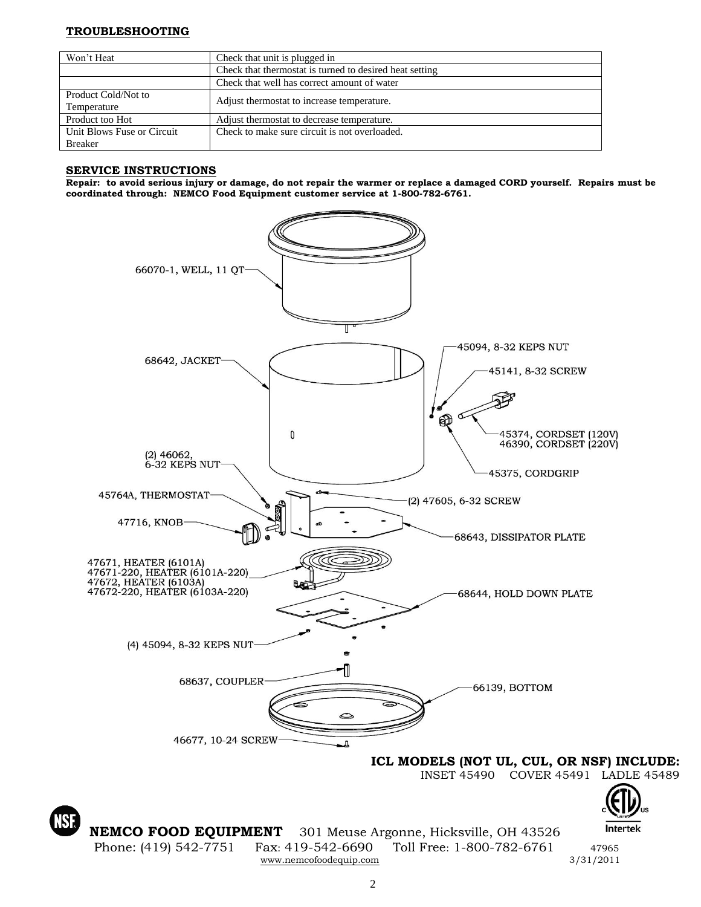## TROUBLESHOOTING

| | |
|---|---|
| Won't Heat | Check that unit is plugged in |
| | Check that thermostat is turned to desired heat setting |
| | Check that well has correct amount of water |
| Product Cold/Not to Temperature | Adjust thermostat to increase temperature. |
| Product too Hot | Adjust thermostat to decrease temperature. |
| Unit Blows Fuse or Circuit Breaker | Check to make sure circuit is not overloaded. |

## SERVICE INSTRUCTIONS

**Repair: to avoid serious injury or damage, do not repair the warmer or replace a damaged CORD yourself. Repairs must be coordinated through: NEMCO Food Equipment customer service at 1-800-782-6761.**

66070-1, WELL, 11 QT
68642, JACKET
45094, 8-32 KEPS NUT
45141, 8-32 SCREW
45374, CORDSET (120V)
46390, CORDSET (220V)
45375, CORDGRIP
(2) 46062, 6-32 KEPS NUT
45764A, THERMOSTAT
(2) 47605, 6-32 SCREW
47716, KNOB
68643, DISSIPATOR PLATE
47671, HEATER (6101A)
47671-220, HEATER (6101A-220)
47672, HEATER (6103A)
47672-220, HEATER (6103A-220)
68644, HOLD DOWN PLATE
(4) 45094, 8-32 KEPS NUT
68637, COUPLER
66139, BOTTOM
46677, 10-24 SCREW

**ICL MODELS (NOT UL, CUL, OR NSF) INCLUDE:**
INSET 45490 COVER 45491 LADLE 45489

**NEMCO FOOD EQUIPMENT** 301 Meuse Argonne, Hicksville, OH 43526
Phone: (419) 542-7751 Fax: 419-542-6690 Toll Free: 1-800-782-6761
www.nemcofoodequip.com

47965
3/31/2011